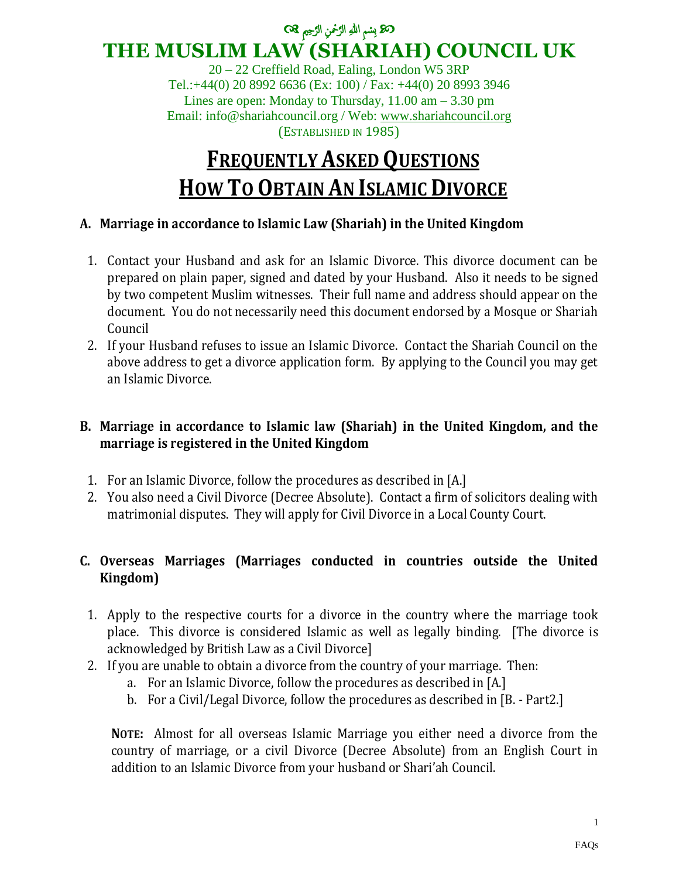بِسْمِ اللهِ الرَّحْمٰنِ الرَّحِيمِ

# THE MUSLIM LAW (SHARIAH) COUNCIL UK

20 – 22 Creffield Road, Ealing, London W5 3RP
Tel.:+44(0) 20 8992 6636 (Ex: 100) / Fax: +44(0) 20 8993 3946
Lines are open: Monday to Thursday, 11.00 am – 3.30 pm
Email: info@shariahcouncil.org / Web: www.shariahcouncil.org
(ESTABLISHED IN 1985)

# FREQUENTLY ASKED QUESTIONS
# HOW TO OBTAIN AN ISLAMIC DIVORCE

### A. Marriage in accordance to Islamic Law (Shariah) in the United Kingdom

1. Contact your Husband and ask for an Islamic Divorce. This divorce document can be prepared on plain paper, signed and dated by your Husband. Also it needs to be signed by two competent Muslim witnesses. Their full name and address should appear on the document. You do not necessarily need this document endorsed by a Mosque or Shariah Council
2. If your Husband refuses to issue an Islamic Divorce. Contact the Shariah Council on the above address to get a divorce application form. By applying to the Council you may get an Islamic Divorce.

### B. Marriage in accordance to Islamic law (Shariah) in the United Kingdom, and the marriage is registered in the United Kingdom

1. For an Islamic Divorce, follow the procedures as described in [A.]
2. You also need a Civil Divorce (Decree Absolute). Contact a firm of solicitors dealing with matrimonial disputes. They will apply for Civil Divorce in a Local County Court.

### C. Overseas Marriages (Marriages conducted in countries outside the United Kingdom)

1. Apply to the respective courts for a divorce in the country where the marriage took place. This divorce is considered Islamic as well as legally binding. [The divorce is acknowledged by British Law as a Civil Divorce]
2. If you are unable to obtain a divorce from the country of your marriage. Then:
   a. For an Islamic Divorce, follow the procedures as described in [A.]
   b. For a Civil/Legal Divorce, follow the procedures as described in [B. - Part2.]

**NOTE:** Almost for all overseas Islamic Marriage you either need a divorce from the country of marriage, or a civil Divorce (Decree Absolute) from an English Court in addition to an Islamic Divorce from your husband or Shari'ah Council.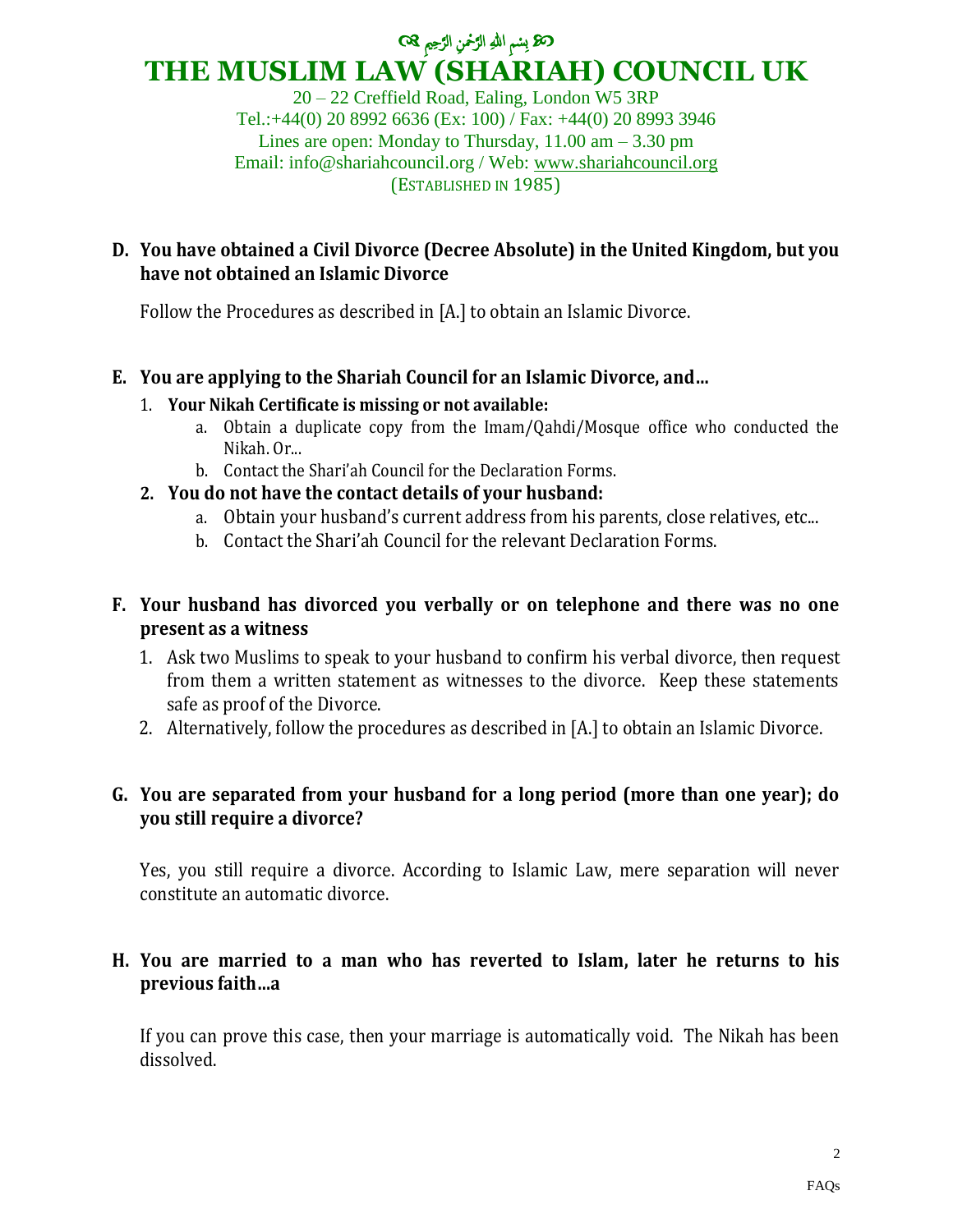۞ بِسْمِ اللهِ الرَّحْمٰنِ الرَّحِيمِ ۞

# THE MUSLIM LAW (SHARIAH) COUNCIL UK

20 – 22 Creffield Road, Ealing, London W5 3RP
Tel.:+44(0) 20 8992 6636 (Ex: 100) / Fax: +44(0) 20 8993 3946
Lines are open: Monday to Thursday, 11.00 am – 3.30 pm
Email: info@shariahcouncil.org / Web: www.shariahcouncil.org
(ESTABLISHED IN 1985)

**D. You have obtained a Civil Divorce (Decree Absolute) in the United Kingdom, but you have not obtained an Islamic Divorce**

Follow the Procedures as described in [A.] to obtain an Islamic Divorce.

**E. You are applying to the Shariah Council for an Islamic Divorce, and…**

1. **Your Nikah Certificate is missing or not available:**
   a. Obtain a duplicate copy from the Imam/Qahdi/Mosque office who conducted the Nikah. Or...
   b. Contact the Shari'ah Council for the Declaration Forms.
2. **You do not have the contact details of your husband:**
   a. Obtain your husband's current address from his parents, close relatives, etc...
   b. Contact the Shari'ah Council for the relevant Declaration Forms.

**F. Your husband has divorced you verbally or on telephone and there was no one present as a witness**

1. Ask two Muslims to speak to your husband to confirm his verbal divorce, then request from them a written statement as witnesses to the divorce. Keep these statements safe as proof of the Divorce.
2. Alternatively, follow the procedures as described in [A.] to obtain an Islamic Divorce.

**G. You are separated from your husband for a long period (more than one year); do you still require a divorce?**

Yes, you still require a divorce. According to Islamic Law, mere separation will never constitute an automatic divorce.

**H. You are married to a man who has reverted to Islam, later he returns to his previous faith…a**

If you can prove this case, then your marriage is automatically void. The Nikah has been dissolved.